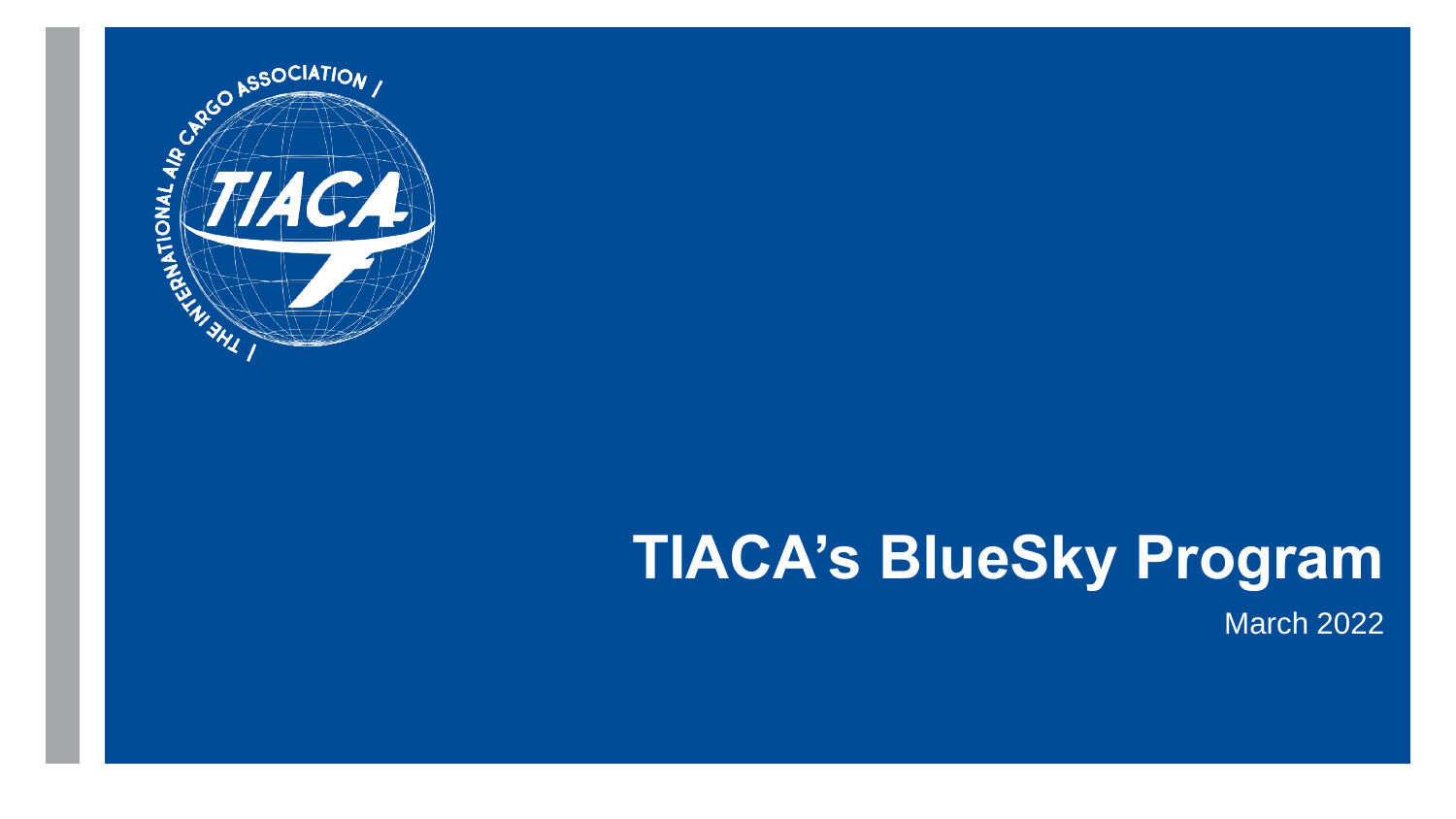# TIACA's BlueSky Program

March 2022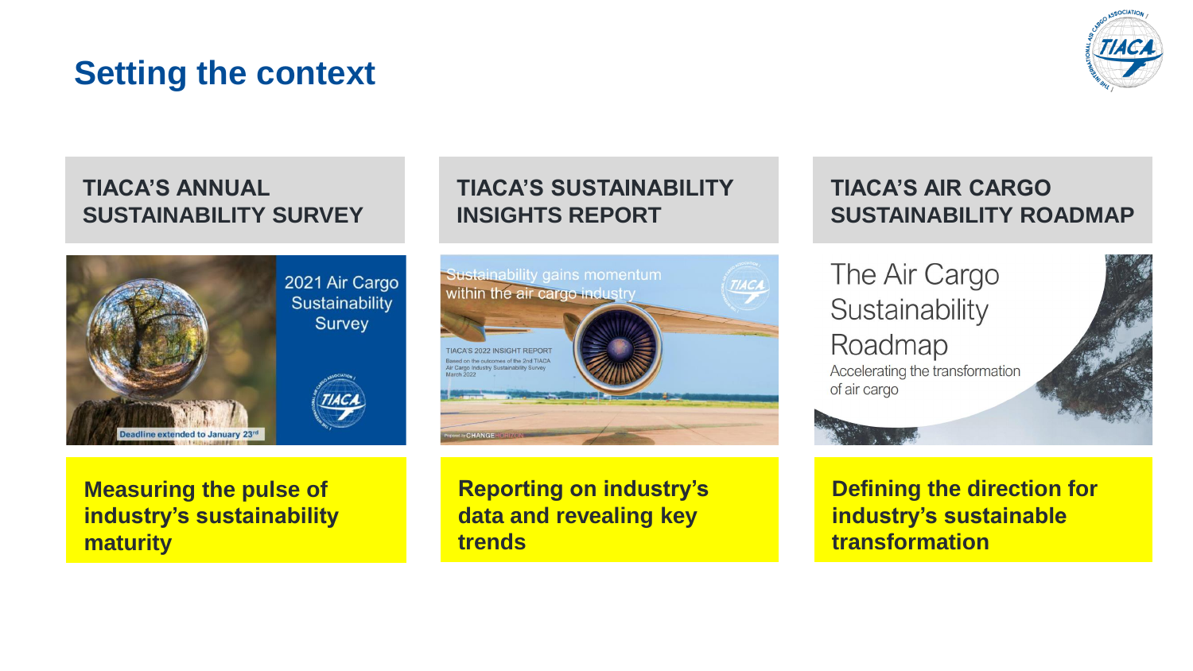# Setting the context

## TIACA'S ANNUAL SUSTAINABILITY SURVEY

2021 Air Cargo Sustainability Survey

Deadline extended to January 23rd

**Measuring the pulse of industry's sustainability maturity**

## TIACA'S SUSTAINABILITY INSIGHTS REPORT

Sustainability gains momentum within the air cargo industry

TIACA'S 2022 INSIGHT REPORT

Based on the outcomes of the 2nd TIACA Air Cargo Industry Sustainability Survey

March 2022

**Reporting on industry's data and revealing key trends**

## TIACA'S AIR CARGO SUSTAINABILITY ROADMAP

The Air Cargo Sustainability Roadmap

Accelerating the transformation of air cargo

**Defining the direction for industry's sustainable transformation**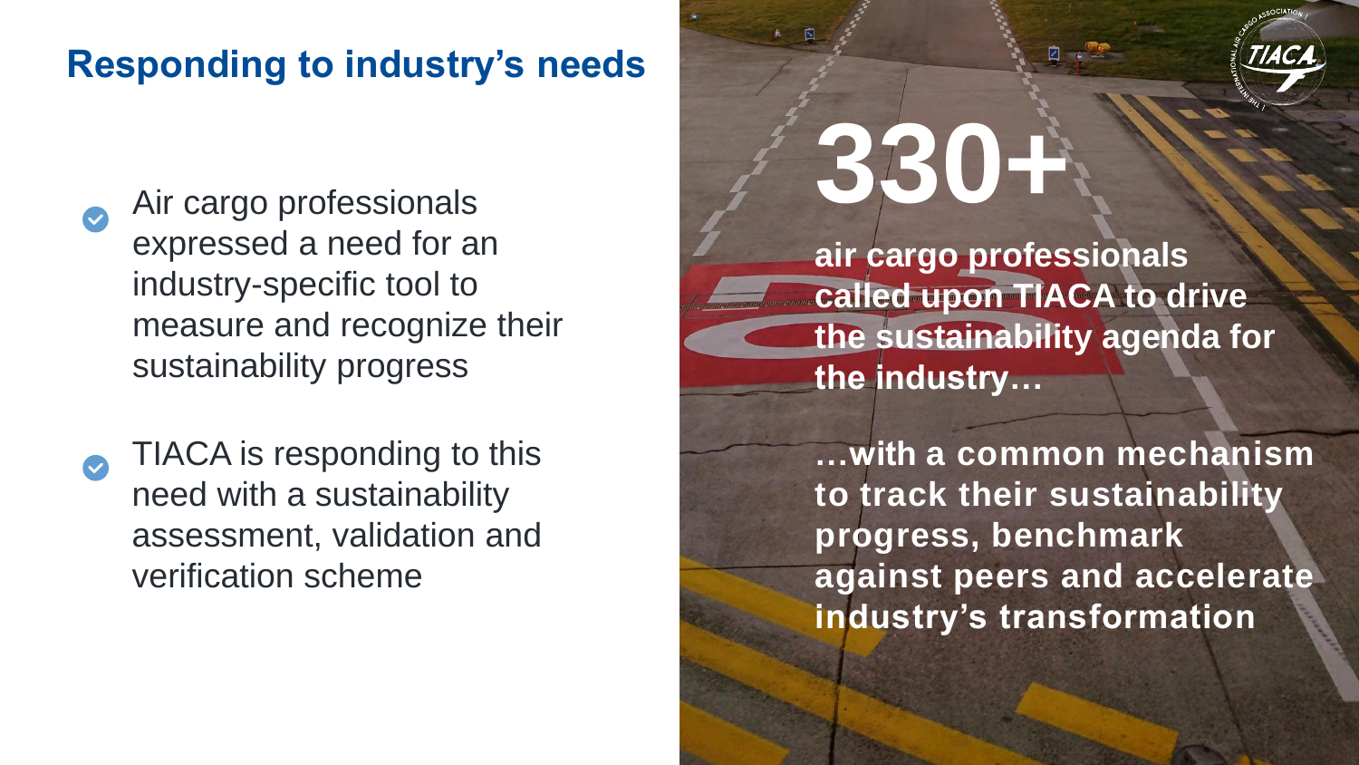## Responding to industry's needs

- Air cargo professionals expressed a need for an industry-specific tool to measure and recognize their sustainability progress
- TIACA is responding to this need with a sustainability assessment, validation and verification scheme

# 330+

**air cargo professionals called upon TIACA to drive the sustainability agenda for the industry…**

**…with a common mechanism to track their sustainability progress, benchmark against peers and accelerate industry's transformation**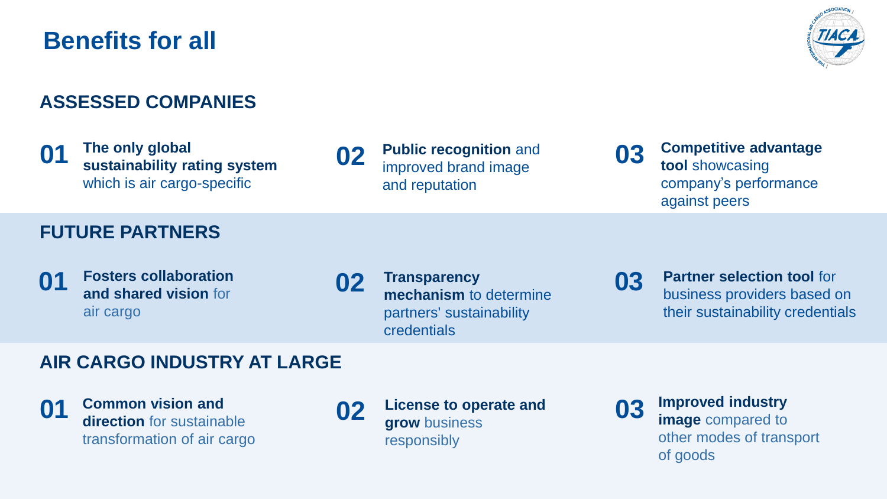# Benefits for all

## ASSESSED COMPANIES

**01** **The only global sustainability rating system** which is air cargo-specific

**02** **Public recognition** and improved brand image and reputation

**03** **Competitive advantage tool** showcasing company's performance against peers

## FUTURE PARTNERS

**01** **Fosters collaboration and shared vision** for air cargo

**02** **Transparency mechanism** to determine partners' sustainability credentials

**03** **Partner selection tool** for business providers based on their sustainability credentials

## AIR CARGO INDUSTRY AT LARGE

**01** **Common vision and direction** for sustainable transformation of air cargo

**02** **License to operate and grow** business responsibly

**03** **Improved industry image** compared to other modes of transport of goods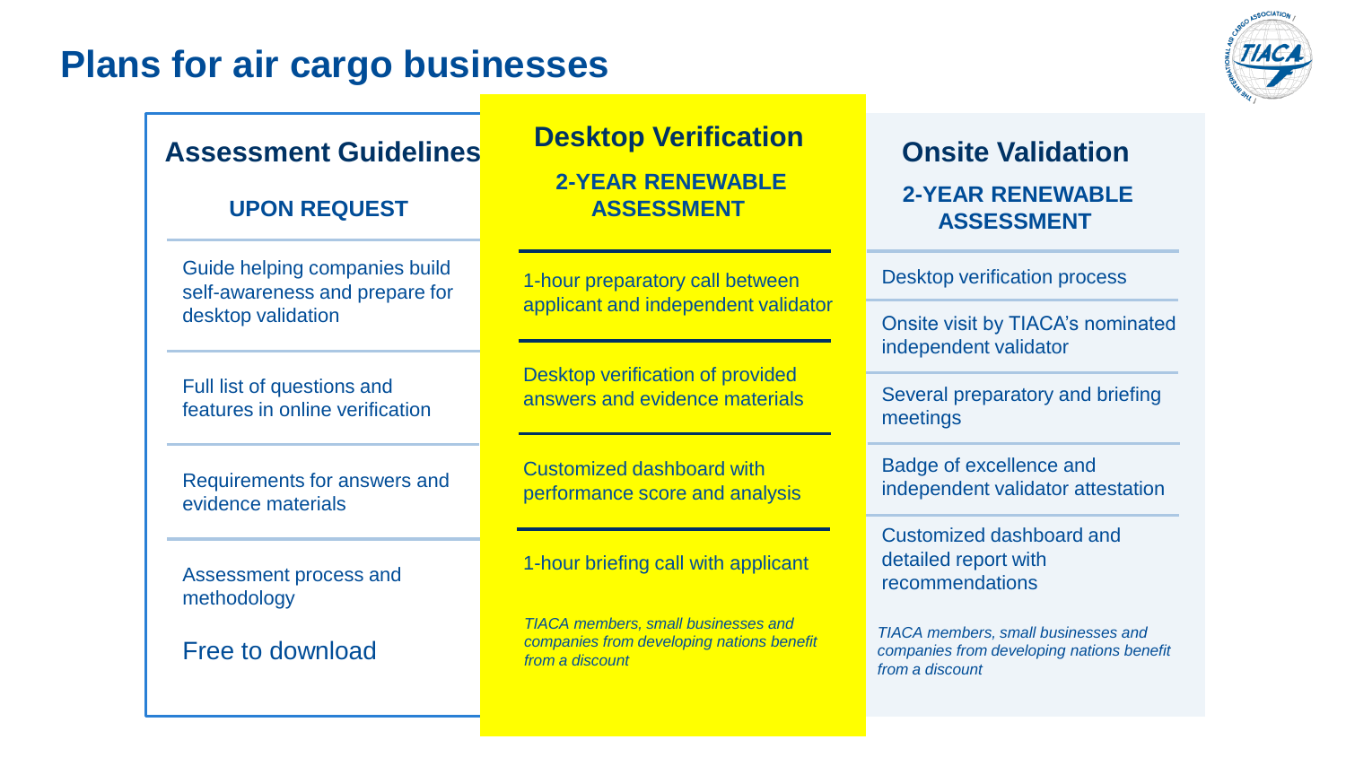# Plans for air cargo businesses

## Assessment Guidelines

**UPON REQUEST**

- Guide helping companies build self-awareness and prepare for desktop validation
- Full list of questions and features in online verification
- Requirements for answers and evidence materials
- Assessment process and methodology

Free to download

## Desktop Verification

**2-YEAR RENEWABLE ASSESSMENT**

- 1-hour preparatory call between applicant and independent validator
- Desktop verification of provided answers and evidence materials
- Customized dashboard with performance score and analysis
- 1-hour briefing call with applicant

*TIACA members, small businesses and companies from developing nations benefit from a discount*

## Onsite Validation

**2-YEAR RENEWABLE ASSESSMENT**

- Desktop verification process
- Onsite visit by TIACA's nominated independent validator
- Several preparatory and briefing meetings
- Badge of excellence and independent validator attestation
- Customized dashboard and detailed report with recommendations

*TIACA members, small businesses and companies from developing nations benefit from a discount*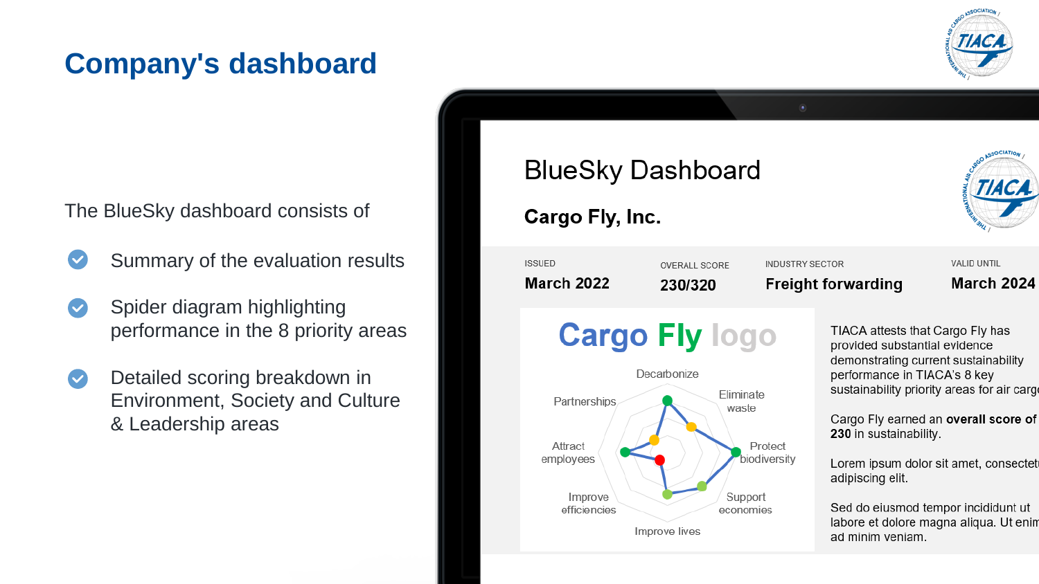# Company's dashboard

The BlueSky dashboard consists of

- Summary of the evaluation results
- Spider diagram highlighting performance in the 8 priority areas
- Detailed scoring breakdown in Environment, Society and Culture & Leadership areas

## BlueSky Dashboard

### Cargo Fly, Inc.

| ISSUED | OVERALL SCORE | INDUSTRY SECTOR | VALID UNTIL |
|---|---|---|---|
| March 2022 | 230/320 | Freight forwarding | March 2024 |

Cargo Fly logo

Decarbonize, Eliminate waste, Protect biodiversity, Support economies, Improve lives, Improve efficiencies, Attract employees, Partnerships

TIACA attests that Cargo Fly has provided substantial evidence demonstrating current sustainability performance in TIACA's 8 key sustainability priority areas for air carg

Cargo Fly earned an **overall score of 230** in sustainability.

Lorem ipsum dolor sit amet, consectet adipiscing elit.

Sed do eiusmod tempor incididunt ut labore et dolore magna aliqua. Ut enim ad minim veniam.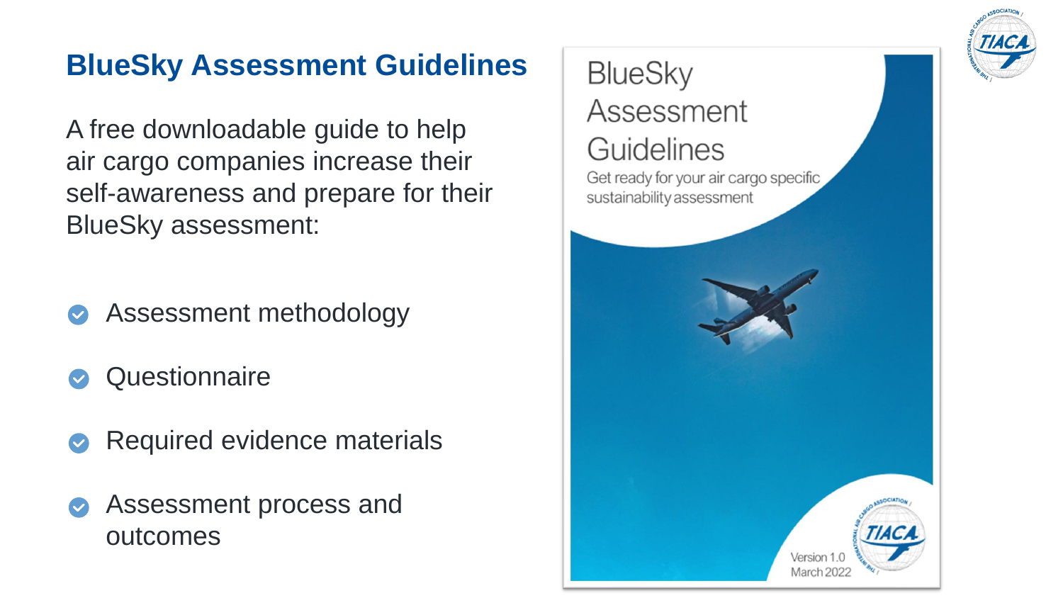## BlueSky Assessment Guidelines

A free downloadable guide to help air cargo companies increase their self-awareness and prepare for their BlueSky assessment:

- Assessment methodology
- Questionnaire
- Required evidence materials
- Assessment process and outcomes

BlueSky Assessment Guidelines

Get ready for your air cargo specific sustainability assessment

Version 1.0
March 2022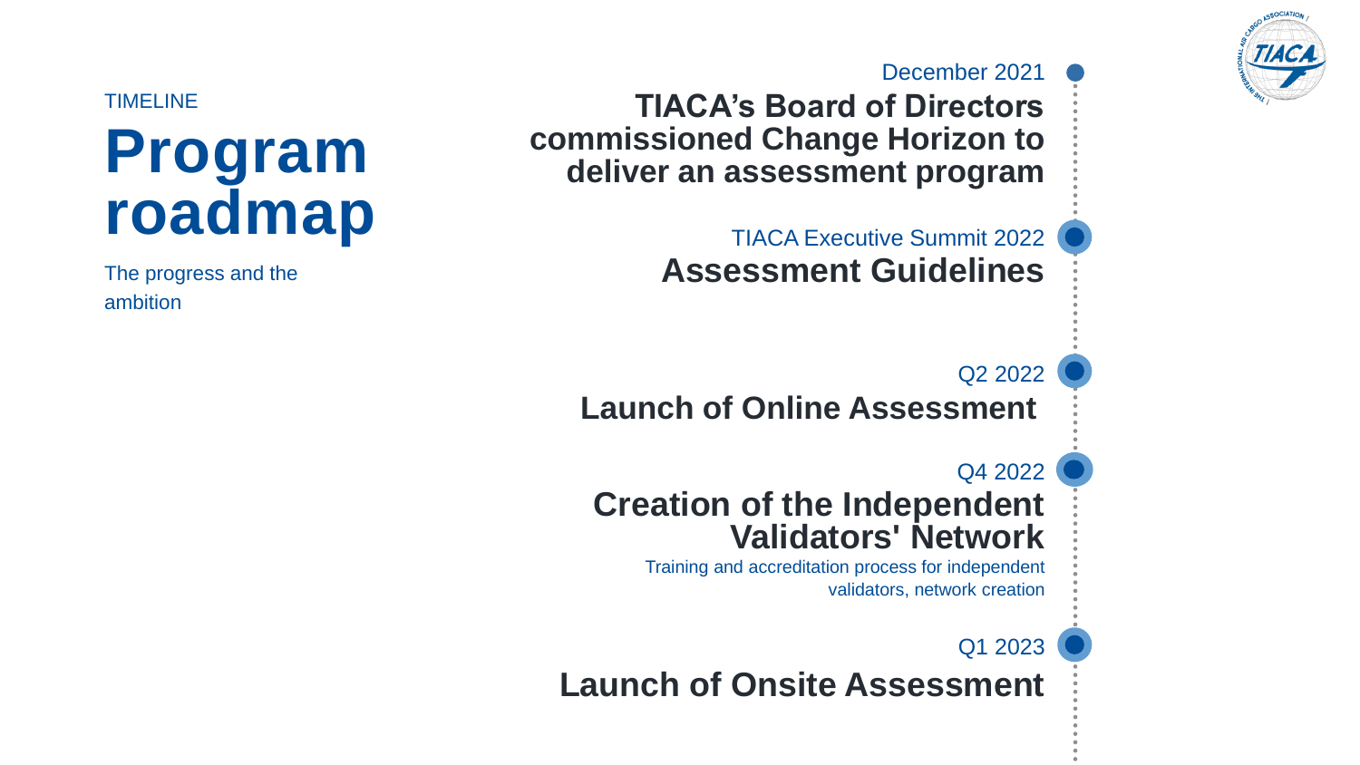TIMELINE

# Program roadmap

The progress and the ambition

December 2021
**TIACA's Board of Directors commissioned Change Horizon to deliver an assessment program**

TIACA Executive Summit 2022
**Assessment Guidelines**

Q2 2022
**Launch of Online Assessment**

Q4 2022
**Creation of the Independent Validators' Network**

Training and accreditation process for independent validators, network creation

Q1 2023
**Launch of Onsite Assessment**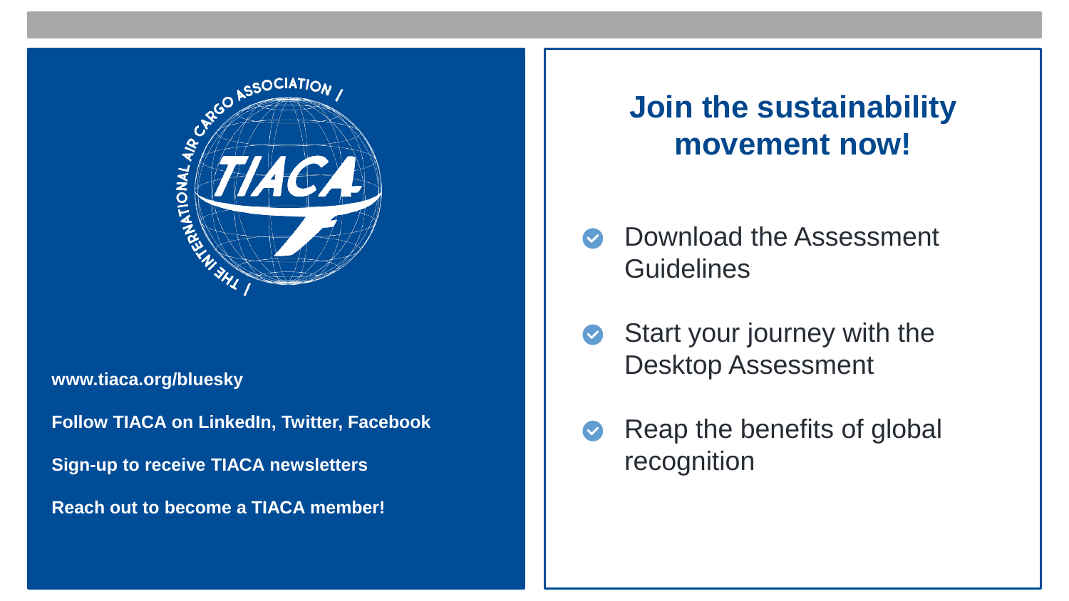THE INTERNATIONAL AIR CARGO ASSOCIATION

TIACA

**www.tiaca.org/bluesky**

**Follow TIACA on LinkedIn, Twitter, Facebook**

**Sign-up to receive TIACA newsletters**

**Reach out to become a TIACA member!**

## Join the sustainability movement now!

- Download the Assessment Guidelines
- Start your journey with the Desktop Assessment
- Reap the benefits of global recognition